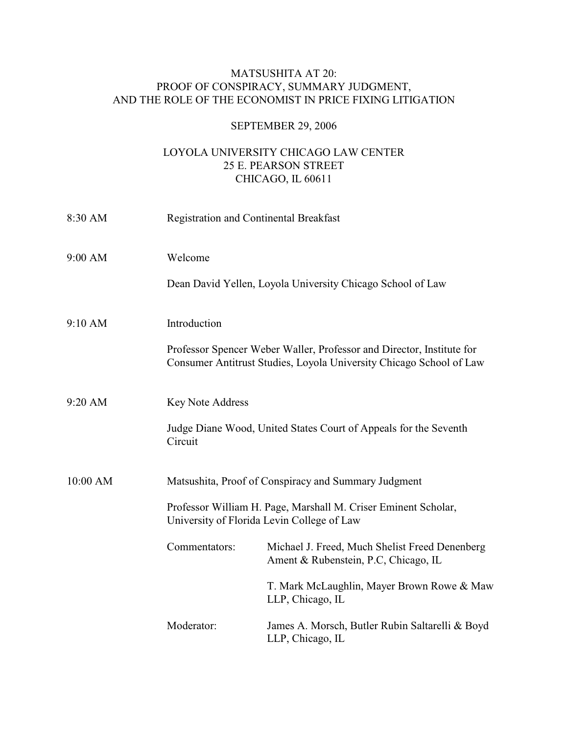# MATSUSHITA AT 20: PROOF OF CONSPIRACY, SUMMARY JUDGMENT, AND THE ROLE OF THE ECONOMIST IN PRICE FIXING LITIGATION

SEPTEMBER 29, 2006

LOYOLA UNIVERSITY CHICAGO LAW CENTER
25 E. PEARSON STREET
CHICAGO, IL 60611

**8:30 AM** Registration and Continental Breakfast

**9:00 AM** Welcome

Dean David Yellen, Loyola University Chicago School of Law

**9:10 AM** Introduction

Professor Spencer Weber Waller, Professor and Director, Institute for Consumer Antitrust Studies, Loyola University Chicago School of Law

**9:20 AM** Key Note Address

Judge Diane Wood, United States Court of Appeals for the Seventh Circuit

**10:00 AM** Matsushita, Proof of Conspiracy and Summary Judgment

Professor William H. Page, Marshall M. Criser Eminent Scholar, University of Florida Levin College of Law

Commentators: Michael J. Freed, Much Shelist Freed Denenberg Ament & Rubenstein, P.C, Chicago, IL

T. Mark McLaughlin, Mayer Brown Rowe & Maw LLP, Chicago, IL

Moderator: James A. Morsch, Butler Rubin Saltarelli & Boyd LLP, Chicago, IL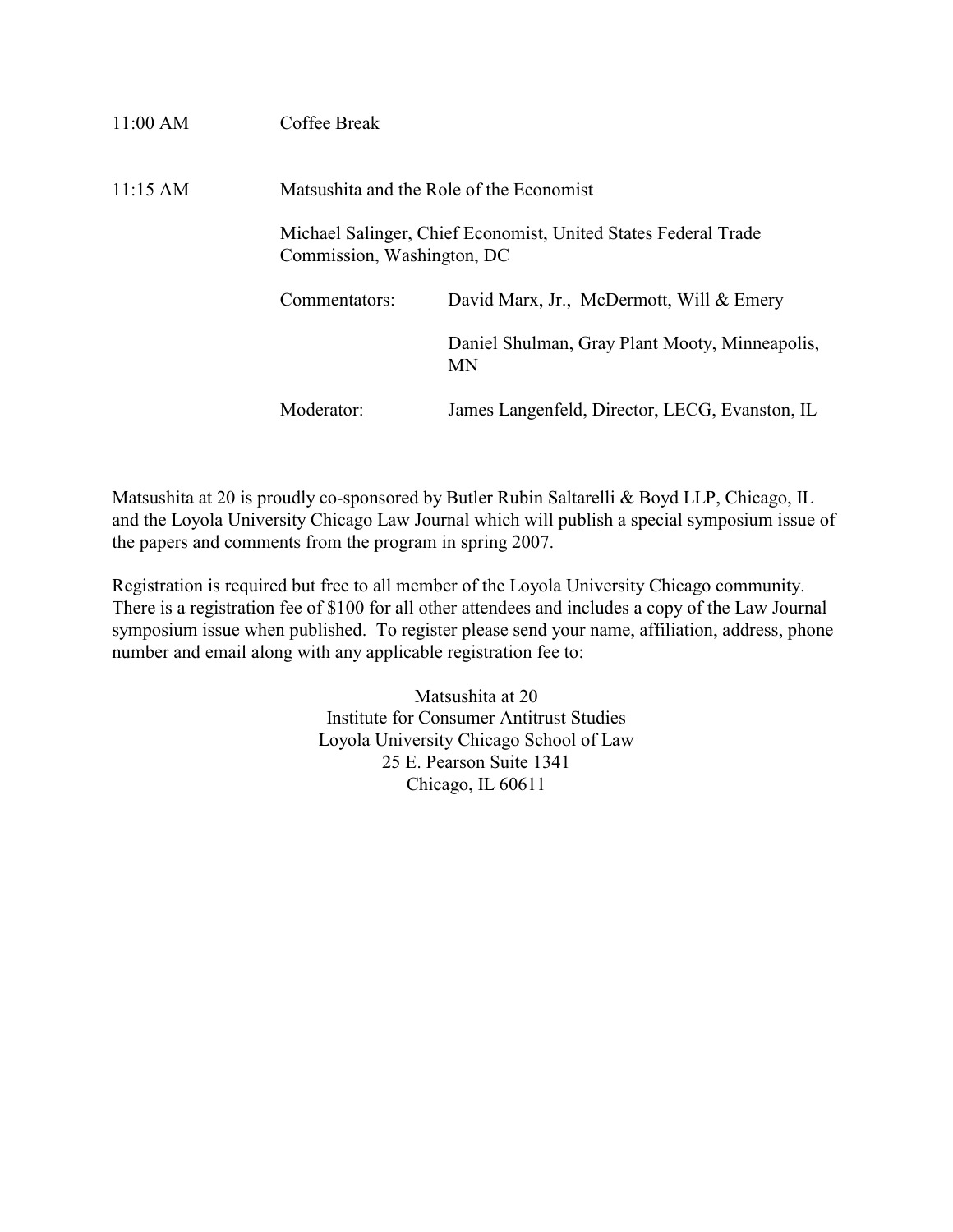| | | |
|---|---|---|
| 11:00 AM | Coffee Break | |
| 11:15 AM | Matsushita and the Role of the Economist | |
| | Michael Salinger, Chief Economist, United States Federal Trade Commission, Washington, DC | |
| | Commentators: | David Marx, Jr., McDermott, Will & Emery |
| | | Daniel Shulman, Gray Plant Mooty, Minneapolis, MN |
| | Moderator: | James Langenfeld, Director, LECG, Evanston, IL |

Matsushita at 20 is proudly co-sponsored by Butler Rubin Saltarelli & Boyd LLP, Chicago, IL and the Loyola University Chicago Law Journal which will publish a special symposium issue of the papers and comments from the program in spring 2007.

Registration is required but free to all member of the Loyola University Chicago community. There is a registration fee of $100 for all other attendees and includes a copy of the Law Journal symposium issue when published. To register please send your name, affiliation, address, phone number and email along with any applicable registration fee to:

Matsushita at 20
Institute for Consumer Antitrust Studies
Loyola University Chicago School of Law
25 E. Pearson Suite 1341
Chicago, IL 60611